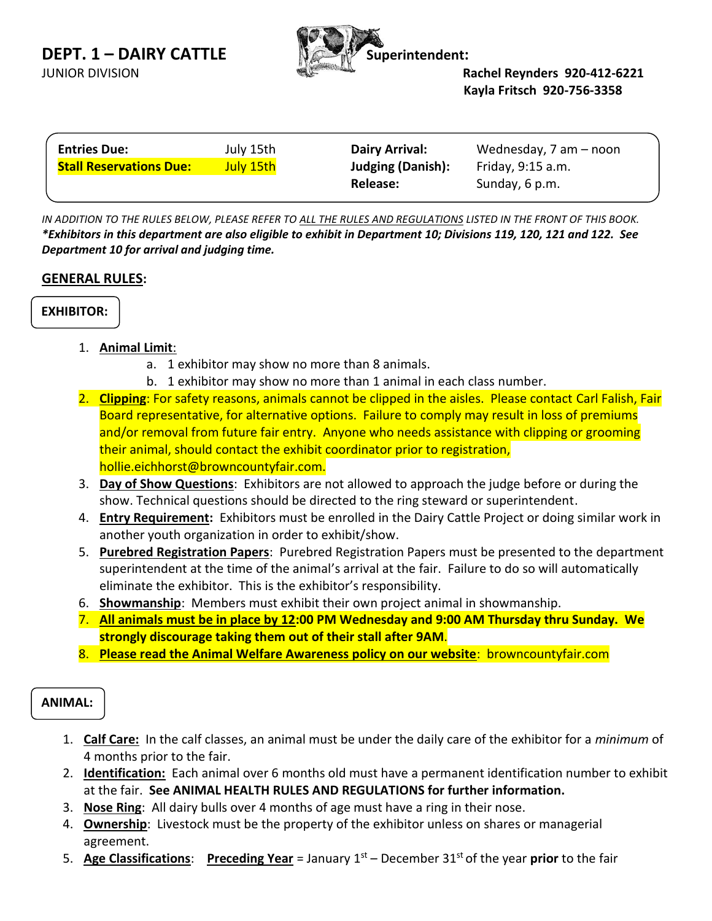# DEPT. 1 – DAIRY CATTLE

JUNIOR DIVISION

**Superintendent:**

**Rachel Reynders 920-412-6221**
**Kayla Fritsch 920-756-3358**

| | | | |
|---|---|---|---|
| **Entries Due:** | July 15th | **Dairy Arrival:** | Wednesday, 7 am – noon |
| **Stall Reservations Due:** | July 15th | **Judging (Danish):** | Friday, 9:15 a.m. |
| | | **Release:** | Sunday, 6 p.m. |

*IN ADDITION TO THE RULES BELOW, PLEASE REFER TO ALL THE RULES AND REGULATIONS LISTED IN THE FRONT OF THIS BOOK.*
***Exhibitors in this department are also eligible to exhibit in Department 10; Divisions 119, 120, 121 and 122. See Department 10 for arrival and judging time.***

## GENERAL RULES:

### EXHIBITOR:

1. **Animal Limit**:
   a. 1 exhibitor may show no more than 8 animals.
   b. 1 exhibitor may show no more than 1 animal in each class number.
2. **Clipping**: For safety reasons, animals cannot be clipped in the aisles. Please contact Carl Falish, Fair Board representative, for alternative options. Failure to comply may result in loss of premiums and/or removal from future fair entry. Anyone who needs assistance with clipping or grooming their animal, should contact the exhibit coordinator prior to registration, hollie.eichhorst@browncountyfair.com.
3. **Day of Show Questions**: Exhibitors are not allowed to approach the judge before or during the show. Technical questions should be directed to the ring steward or superintendent.
4. **Entry Requirement:** Exhibitors must be enrolled in the Dairy Cattle Project or doing similar work in another youth organization in order to exhibit/show.
5. **Purebred Registration Papers**: Purebred Registration Papers must be presented to the department superintendent at the time of the animal's arrival at the fair. Failure to do so will automatically eliminate the exhibitor. This is the exhibitor's responsibility.
6. **Showmanship**: Members must exhibit their own project animal in showmanship.
7. **All animals must be in place by 12:00 PM Wednesday and 9:00 AM Thursday thru Sunday. We strongly discourage taking them out of their stall after 9AM**.
8. **Please read the Animal Welfare Awareness policy on our website**: browncountyfair.com

### ANIMAL:

1. **Calf Care:** In the calf classes, an animal must be under the daily care of the exhibitor for a *minimum* of 4 months prior to the fair.
2. **Identification:** Each animal over 6 months old must have a permanent identification number to exhibit at the fair. **See ANIMAL HEALTH RULES AND REGULATIONS for further information.**
3. **Nose Ring**: All dairy bulls over 4 months of age must have a ring in their nose.
4. **Ownership**: Livestock must be the property of the exhibitor unless on shares or managerial agreement.
5. **Age Classifications**: **Preceding Year** = January 1st – December 31st of the year **prior** to the fair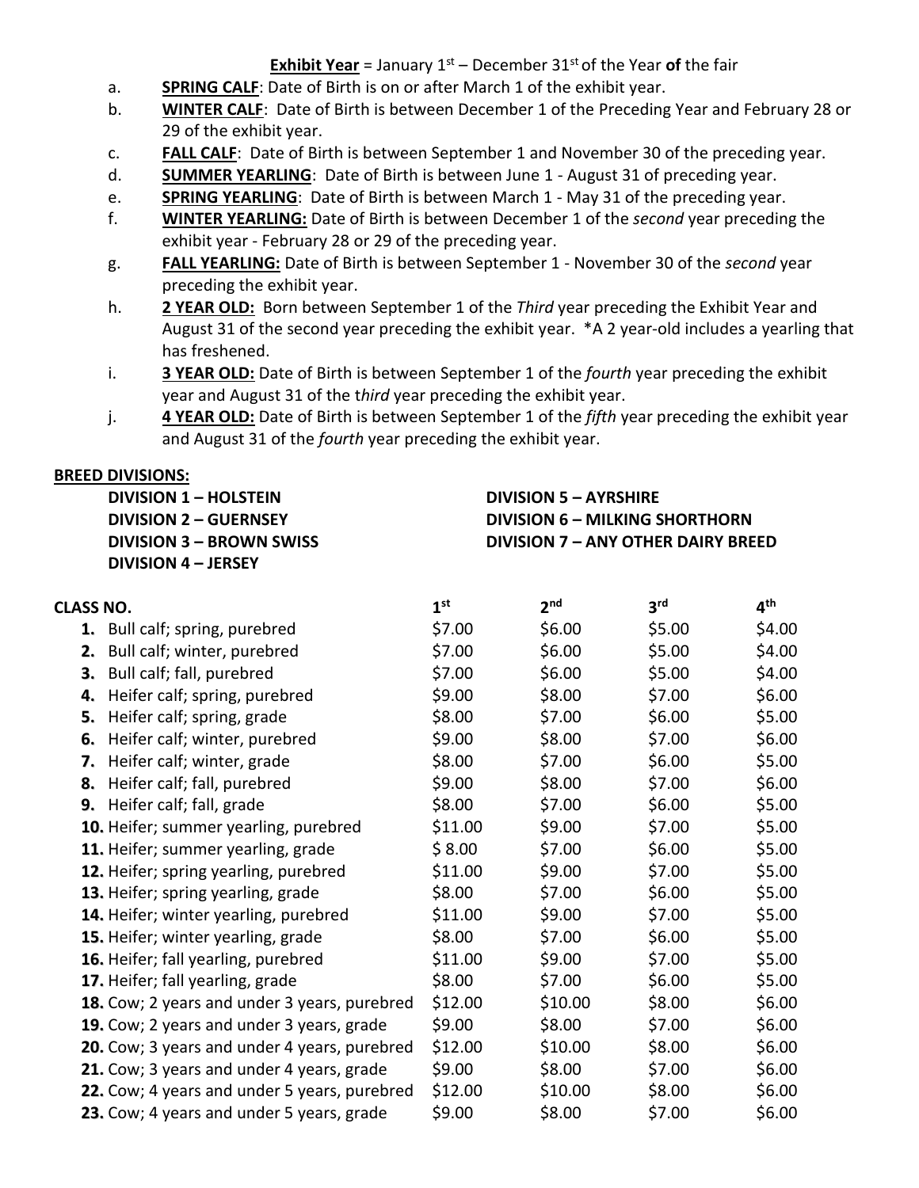**Exhibit Year** = January 1st – December 31st of the Year **of** the fair

a. **SPRING CALF**: Date of Birth is on or after March 1 of the exhibit year.
b. **WINTER CALF**: Date of Birth is between December 1 of the Preceding Year and February 28 or 29 of the exhibit year.
c. **FALL CALF**: Date of Birth is between September 1 and November 30 of the preceding year.
d. **SUMMER YEARLING**: Date of Birth is between June 1 - August 31 of preceding year.
e. **SPRING YEARLING**: Date of Birth is between March 1 - May 31 of the preceding year.
f. **WINTER YEARLING:** Date of Birth is between December 1 of the *second* year preceding the exhibit year - February 28 or 29 of the preceding year.
g. **FALL YEARLING:** Date of Birth is between September 1 - November 30 of the *second* year preceding the exhibit year.
h. **2 YEAR OLD:** Born between September 1 of the *Third* year preceding the Exhibit Year and August 31 of the second year preceding the exhibit year. *A 2 year-old includes a yearling that has freshened.
i. **3 YEAR OLD:** Date of Birth is between September 1 of the *fourth* year preceding the exhibit year and August 31 of the t*hird* year preceding the exhibit year.
j. **4 YEAR OLD:** Date of Birth is between September 1 of the *fifth* year preceding the exhibit year and August 31 of the *fourth* year preceding the exhibit year.

**BREED DIVISIONS:**

**DIVISION 1 – HOLSTEIN**
**DIVISION 2 – GUERNSEY**
**DIVISION 3 – BROWN SWISS**
**DIVISION 4 – JERSEY**
**DIVISION 5 – AYRSHIRE**
**DIVISION 6 – MILKING SHORTHORN**
**DIVISION 7 – ANY OTHER DAIRY BREED**

| CLASS NO. | 1st | 2nd | 3rd | 4th |
|---|---|---|---|---|
| **1.** Bull calf; spring, purebred | $7.00 | $6.00 | $5.00 | $4.00 |
| **2.** Bull calf; winter, purebred | $7.00 | $6.00 | $5.00 | $4.00 |
| **3.** Bull calf; fall, purebred | $7.00 | $6.00 | $5.00 | $4.00 |
| **4.** Heifer calf; spring, purebred | $9.00 | $8.00 | $7.00 | $6.00 |
| **5.** Heifer calf; spring, grade | $8.00 | $7.00 | $6.00 | $5.00 |
| **6.** Heifer calf; winter, purebred | $9.00 | $8.00 | $7.00 | $6.00 |
| **7.** Heifer calf; winter, grade | $8.00 | $7.00 | $6.00 | $5.00 |
| **8.** Heifer calf; fall, purebred | $9.00 | $8.00 | $7.00 | $6.00 |
| **9.** Heifer calf; fall, grade | $8.00 | $7.00 | $6.00 | $5.00 |
| **10.** Heifer; summer yearling, purebred | $11.00 | $9.00 | $7.00 | $5.00 |
| **11.** Heifer; summer yearling, grade | $ 8.00 | $7.00 | $6.00 | $5.00 |
| **12.** Heifer; spring yearling, purebred | $11.00 | $9.00 | $7.00 | $5.00 |
| **13.** Heifer; spring yearling, grade | $8.00 | $7.00 | $6.00 | $5.00 |
| **14.** Heifer; winter yearling, purebred | $11.00 | $9.00 | $7.00 | $5.00 |
| **15.** Heifer; winter yearling, grade | $8.00 | $7.00 | $6.00 | $5.00 |
| **16.** Heifer; fall yearling, purebred | $11.00 | $9.00 | $7.00 | $5.00 |
| **17.** Heifer; fall yearling, grade | $8.00 | $7.00 | $6.00 | $5.00 |
| **18.** Cow; 2 years and under 3 years, purebred | $12.00 | $10.00 | $8.00 | $6.00 |
| **19.** Cow; 2 years and under 3 years, grade | $9.00 | $8.00 | $7.00 | $6.00 |
| **20.** Cow; 3 years and under 4 years, purebred | $12.00 | $10.00 | $8.00 | $6.00 |
| **21.** Cow; 3 years and under 4 years, grade | $9.00 | $8.00 | $7.00 | $6.00 |
| **22.** Cow; 4 years and under 5 years, purebred | $12.00 | $10.00 | $8.00 | $6.00 |
| **23.** Cow; 4 years and under 5 years, grade | $9.00 | $8.00 | $7.00 | $6.00 |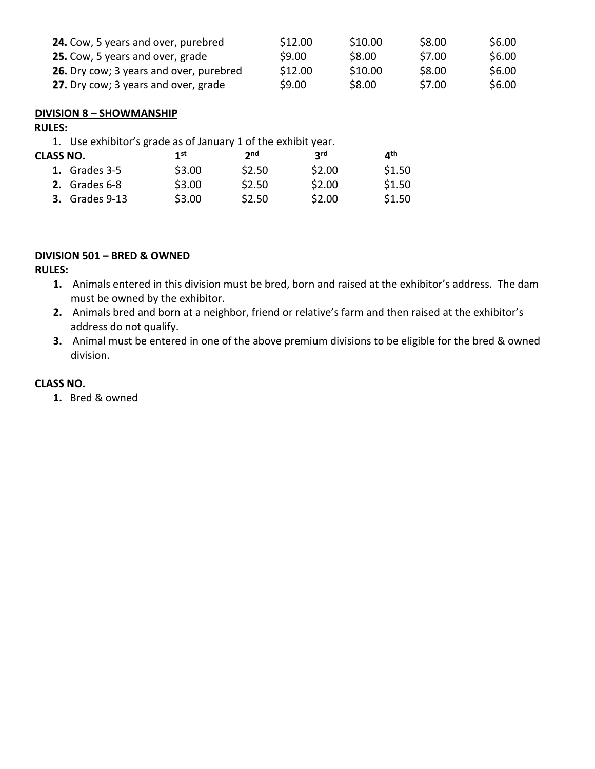| | | | | |
|---|---|---|---|---|
| **24.** Cow, 5 years and over, purebred | $12.00 | $10.00 | $8.00 | $6.00 |
| **25.** Cow, 5 years and over, grade | $9.00 | $8.00 | $7.00 | $6.00 |
| **26.** Dry cow; 3 years and over, purebred | $12.00 | $10.00 | $8.00 | $6.00 |
| **27.** Dry cow; 3 years and over, grade | $9.00 | $8.00 | $7.00 | $6.00 |

**DIVISION 8 – SHOWMANSHIP**

**RULES:**

1. Use exhibitor's grade as of January 1 of the exhibit year.

| CLASS NO. | 1st | 2nd | 3rd | 4th |
|---|---|---|---|---|
| **1.** Grades 3-5 | $3.00 | $2.50 | $2.00 | $1.50 |
| **2.** Grades 6-8 | $3.00 | $2.50 | $2.00 | $1.50 |
| **3.** Grades 9-13 | $3.00 | $2.50 | $2.00 | $1.50 |

**DIVISION 501 – BRED & OWNED**

**RULES:**

1. Animals entered in this division must be bred, born and raised at the exhibitor's address. The dam must be owned by the exhibitor.
2. Animals bred and born at a neighbor, friend or relative's farm and then raised at the exhibitor's address do not qualify.
3. Animal must be entered in one of the above premium divisions to be eligible for the bred & owned division.

**CLASS NO.**

1. Bred & owned